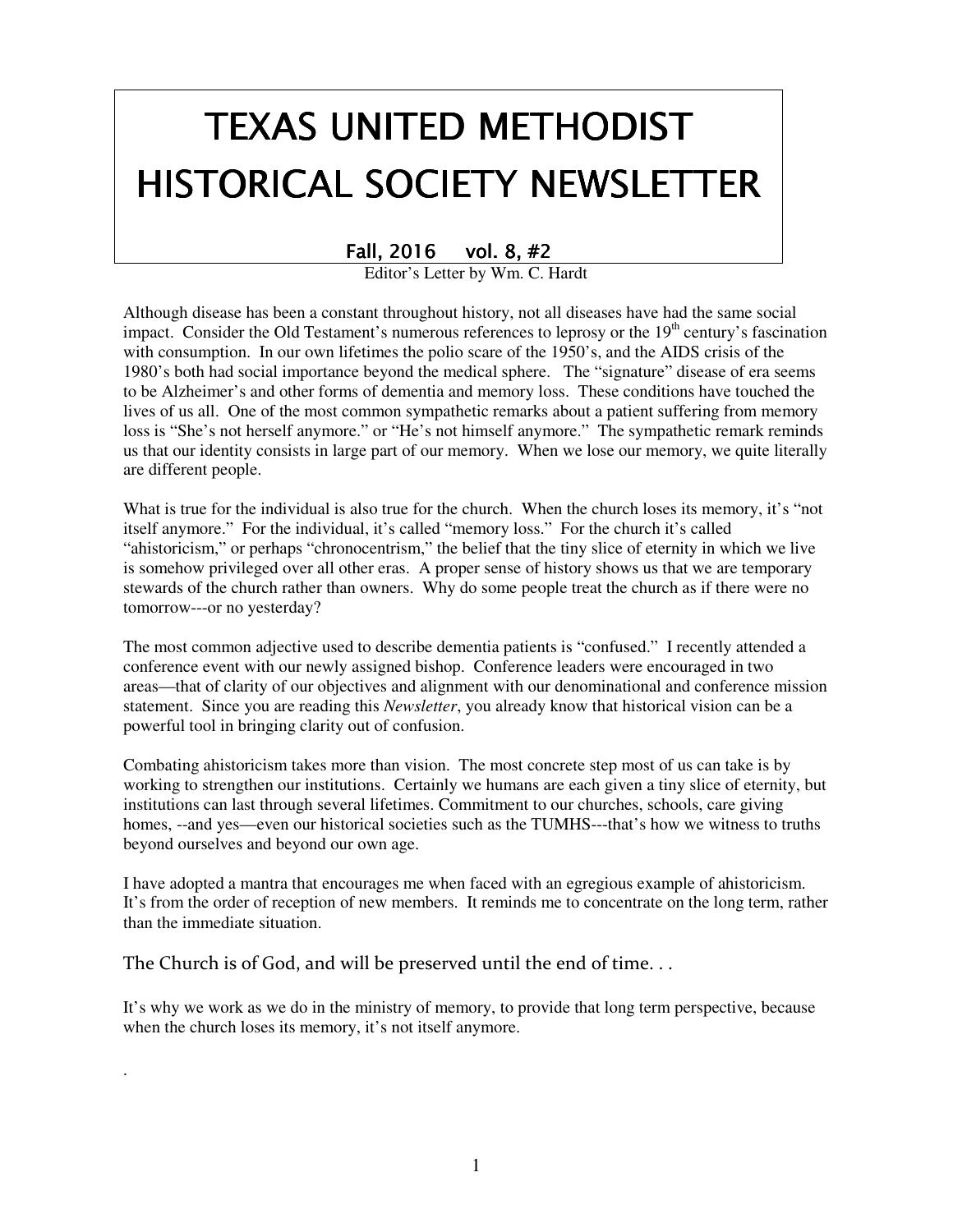# TEXAS UNITED METHODIST HISTORICAL SOCIETY NEWSLETTER

**Fall, 2016 vol. 8, #2**

Editor's Letter by Wm. C. Hardt

Although disease has been a constant throughout history, not all diseases have had the same social impact. Consider the Old Testament's numerous references to leprosy or the 19th century's fascination with consumption. In our own lifetimes the polio scare of the 1950's, and the AIDS crisis of the 1980's both had social importance beyond the medical sphere. The "signature" disease of era seems to be Alzheimer's and other forms of dementia and memory loss. These conditions have touched the lives of us all. One of the most common sympathetic remarks about a patient suffering from memory loss is "She's not herself anymore." or "He's not himself anymore." The sympathetic remark reminds us that our identity consists in large part of our memory. When we lose our memory, we quite literally are different people.

What is true for the individual is also true for the church. When the church loses its memory, it's "not itself anymore." For the individual, it's called "memory loss." For the church it's called "ahistoricism," or perhaps "chronocentrism," the belief that the tiny slice of eternity in which we live is somehow privileged over all other eras. A proper sense of history shows us that we are temporary stewards of the church rather than owners. Why do some people treat the church as if there were no tomorrow---or no yesterday?

The most common adjective used to describe dementia patients is "confused." I recently attended a conference event with our newly assigned bishop. Conference leaders were encouraged in two areas—that of clarity of our objectives and alignment with our denominational and conference mission statement. Since you are reading this *Newsletter*, you already know that historical vision can be a powerful tool in bringing clarity out of confusion.

Combating ahistoricism takes more than vision. The most concrete step most of us can take is by working to strengthen our institutions. Certainly we humans are each given a tiny slice of eternity, but institutions can last through several lifetimes. Commitment to our churches, schools, care giving homes, --and yes—even our historical societies such as the TUMHS---that's how we witness to truths beyond ourselves and beyond our own age.

I have adopted a mantra that encourages me when faced with an egregious example of ahistoricism. It's from the order of reception of new members. It reminds me to concentrate on the long term, rather than the immediate situation.

The Church is of God, and will be preserved until the end of time. . .

It's why we work as we do in the ministry of memory, to provide that long term perspective, because when the church loses its memory, it's not itself anymore.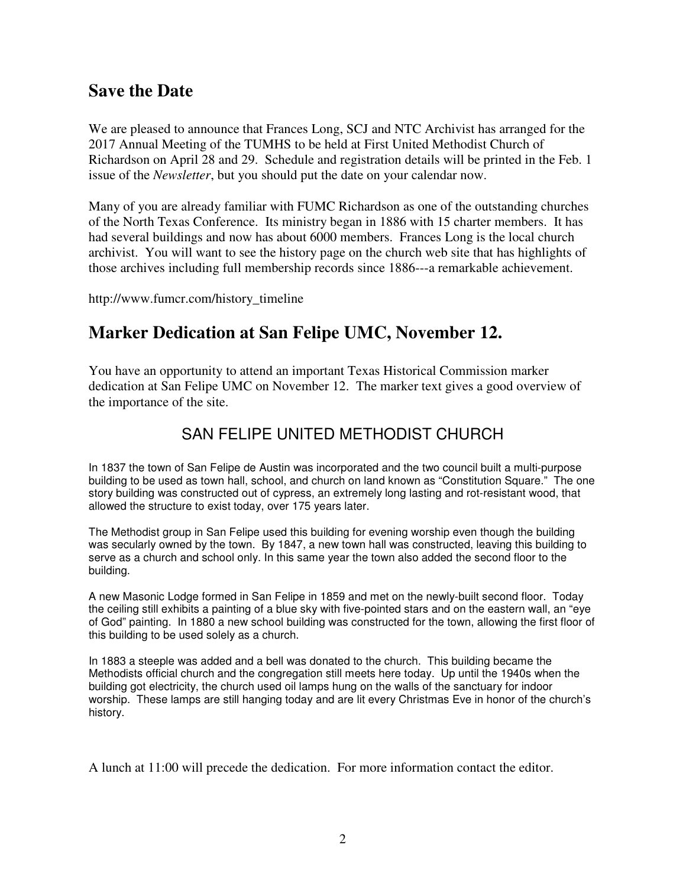## Save the Date

We are pleased to announce that Frances Long, SCJ and NTC Archivist has arranged for the 2017 Annual Meeting of the TUMHS to be held at First United Methodist Church of Richardson on April 28 and 29. Schedule and registration details will be printed in the Feb. 1 issue of the *Newsletter*, but you should put the date on your calendar now.

Many of you are already familiar with FUMC Richardson as one of the outstanding churches of the North Texas Conference. Its ministry began in 1886 with 15 charter members. It has had several buildings and now has about 6000 members. Frances Long is the local church archivist. You will want to see the history page on the church web site that has highlights of those archives including full membership records since 1886---a remarkable achievement.

http://www.fumcr.com/history_timeline

## Marker Dedication at San Felipe UMC, November 12.

You have an opportunity to attend an important Texas Historical Commission marker dedication at San Felipe UMC on November 12. The marker text gives a good overview of the importance of the site.

### SAN FELIPE UNITED METHODIST CHURCH

In 1837 the town of San Felipe de Austin was incorporated and the two council built a multi-purpose building to be used as town hall, school, and church on land known as "Constitution Square." The one story building was constructed out of cypress, an extremely long lasting and rot-resistant wood, that allowed the structure to exist today, over 175 years later.

The Methodist group in San Felipe used this building for evening worship even though the building was secularly owned by the town. By 1847, a new town hall was constructed, leaving this building to serve as a church and school only. In this same year the town also added the second floor to the building.

A new Masonic Lodge formed in San Felipe in 1859 and met on the newly-built second floor. Today the ceiling still exhibits a painting of a blue sky with five-pointed stars and on the eastern wall, an "eye of God" painting. In 1880 a new school building was constructed for the town, allowing the first floor of this building to be used solely as a church.

In 1883 a steeple was added and a bell was donated to the church. This building became the Methodists official church and the congregation still meets here today. Up until the 1940s when the building got electricity, the church used oil lamps hung on the walls of the sanctuary for indoor worship. These lamps are still hanging today and are lit every Christmas Eve in honor of the church's history.

A lunch at 11:00 will precede the dedication. For more information contact the editor.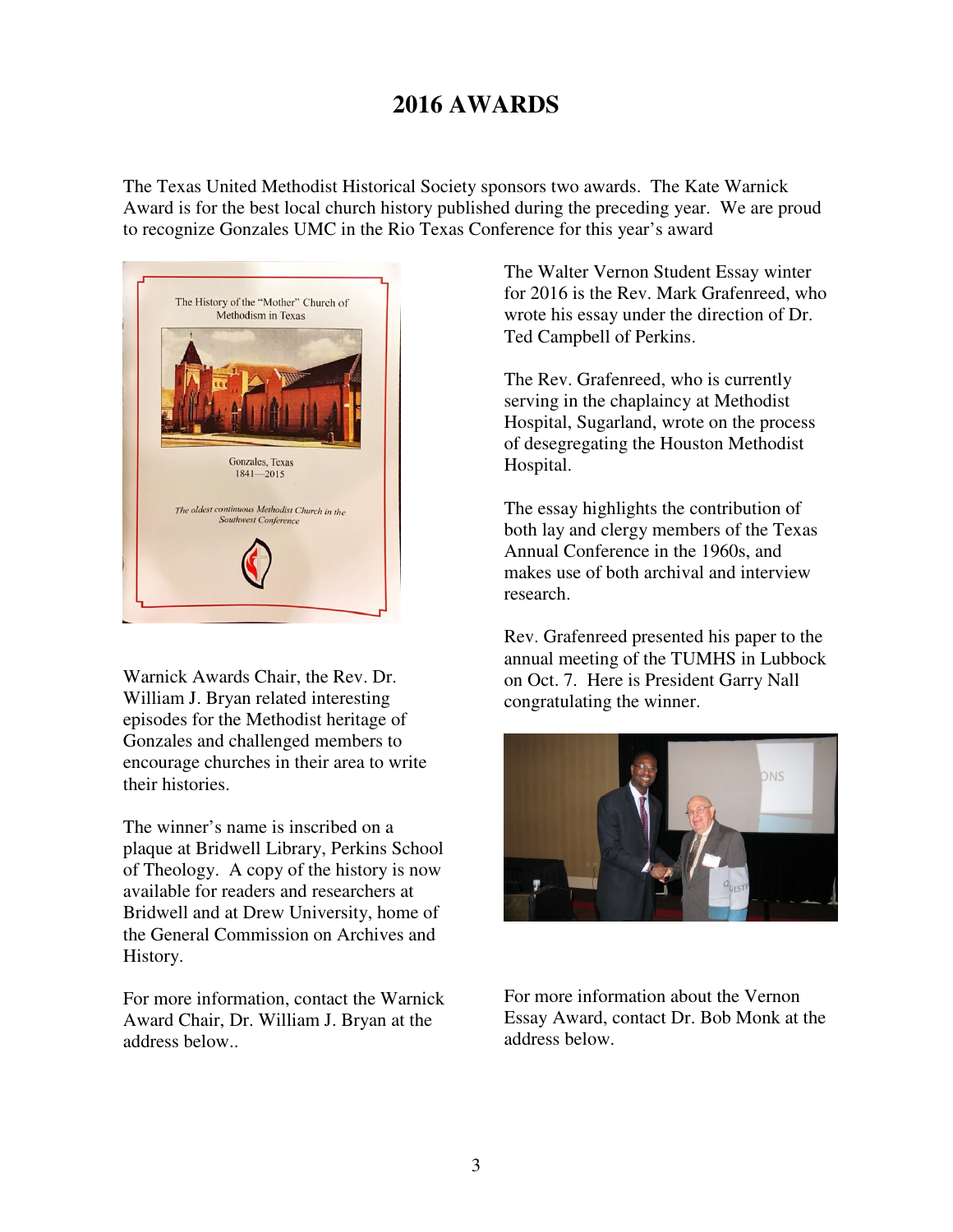# 2016 AWARDS

The Texas United Methodist Historical Society sponsors two awards. The Kate Warnick Award is for the best local church history published during the preceding year. We are proud to recognize Gonzales UMC in the Rio Texas Conference for this year's award

Warnick Awards Chair, the Rev. Dr. William J. Bryan related interesting episodes for the Methodist heritage of Gonzales and challenged members to encourage churches in their area to write their histories.

The winner's name is inscribed on a plaque at Bridwell Library, Perkins School of Theology. A copy of the history is now available for readers and researchers at Bridwell and at Drew University, home of the General Commission on Archives and History.

For more information, contact the Warnick Award Chair, Dr. William J. Bryan at the address below..

The Walter Vernon Student Essay winter for 2016 is the Rev. Mark Grafenreed, who wrote his essay under the direction of Dr. Ted Campbell of Perkins.

The Rev. Grafenreed, who is currently serving in the chaplaincy at Methodist Hospital, Sugarland, wrote on the process of desegregating the Houston Methodist Hospital.

The essay highlights the contribution of both lay and clergy members of the Texas Annual Conference in the 1960s, and makes use of both archival and interview research.

Rev. Grafenreed presented his paper to the annual meeting of the TUMHS in Lubbock on Oct. 7. Here is President Garry Nall congratulating the winner.

For more information about the Vernon Essay Award, contact Dr. Bob Monk at the address below.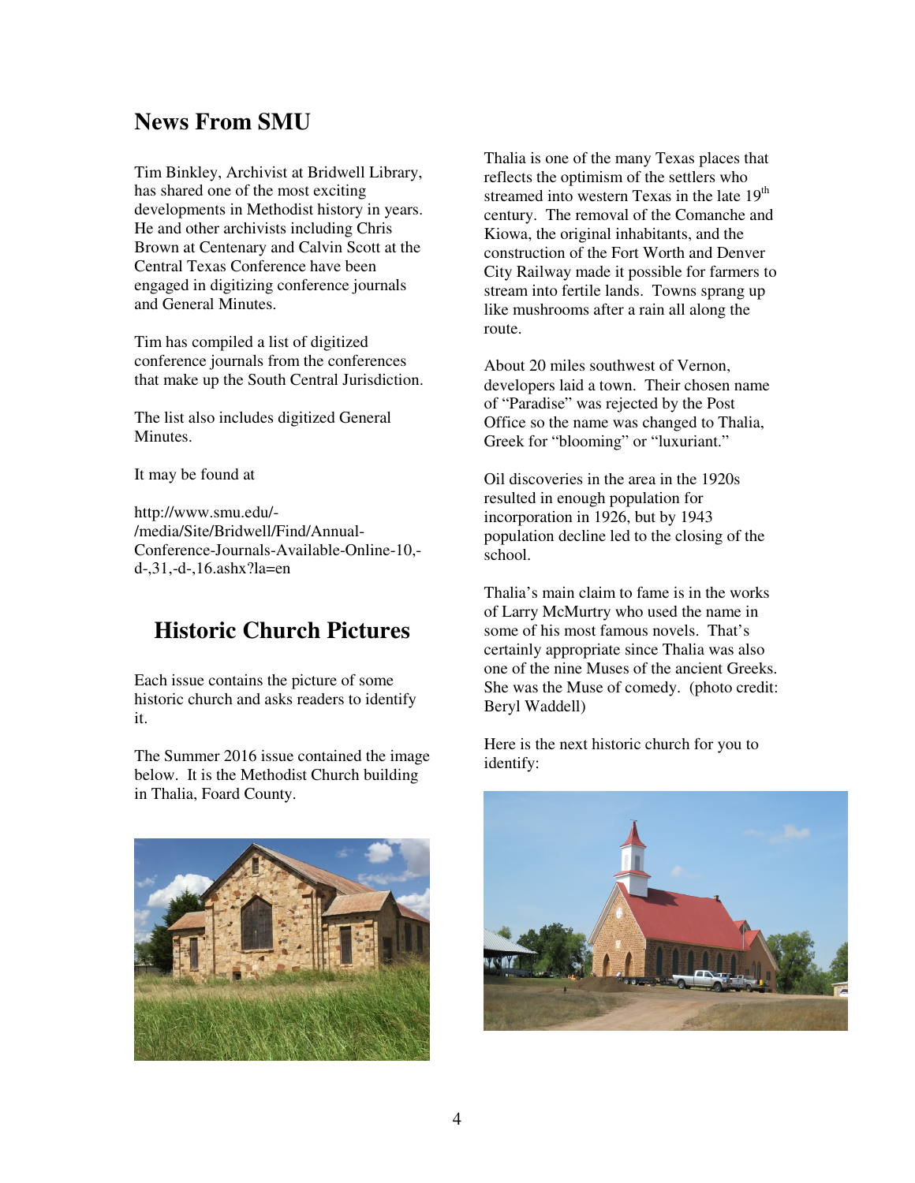## News From SMU

Tim Binkley, Archivist at Bridwell Library, has shared one of the most exciting developments in Methodist history in years. He and other archivists including Chris Brown at Centenary and Calvin Scott at the Central Texas Conference have been engaged in digitizing conference journals and General Minutes.

Tim has compiled a list of digitized conference journals from the conferences that make up the South Central Jurisdiction.

The list also includes digitized General Minutes.

It may be found at

http://www.smu.edu/-/media/Site/Bridwell/Find/Annual-Conference-Journals-Available-Online-10,-d-,31,-d-,16.ashx?la=en

## Historic Church Pictures

Each issue contains the picture of some historic church and asks readers to identify it.

The Summer 2016 issue contained the image below. It is the Methodist Church building in Thalia, Foard County.

Thalia is one of the many Texas places that reflects the optimism of the settlers who streamed into western Texas in the late 19th century. The removal of the Comanche and Kiowa, the original inhabitants, and the construction of the Fort Worth and Denver City Railway made it possible for farmers to stream into fertile lands. Towns sprang up like mushrooms after a rain all along the route.

About 20 miles southwest of Vernon, developers laid a town. Their chosen name of "Paradise" was rejected by the Post Office so the name was changed to Thalia, Greek for "blooming" or "luxuriant."

Oil discoveries in the area in the 1920s resulted in enough population for incorporation in 1926, but by 1943 population decline led to the closing of the school.

Thalia's main claim to fame is in the works of Larry McMurtry who used the name in some of his most famous novels. That's certainly appropriate since Thalia was also one of the nine Muses of the ancient Greeks. She was the Muse of comedy. (photo credit: Beryl Waddell)

Here is the next historic church for you to identify: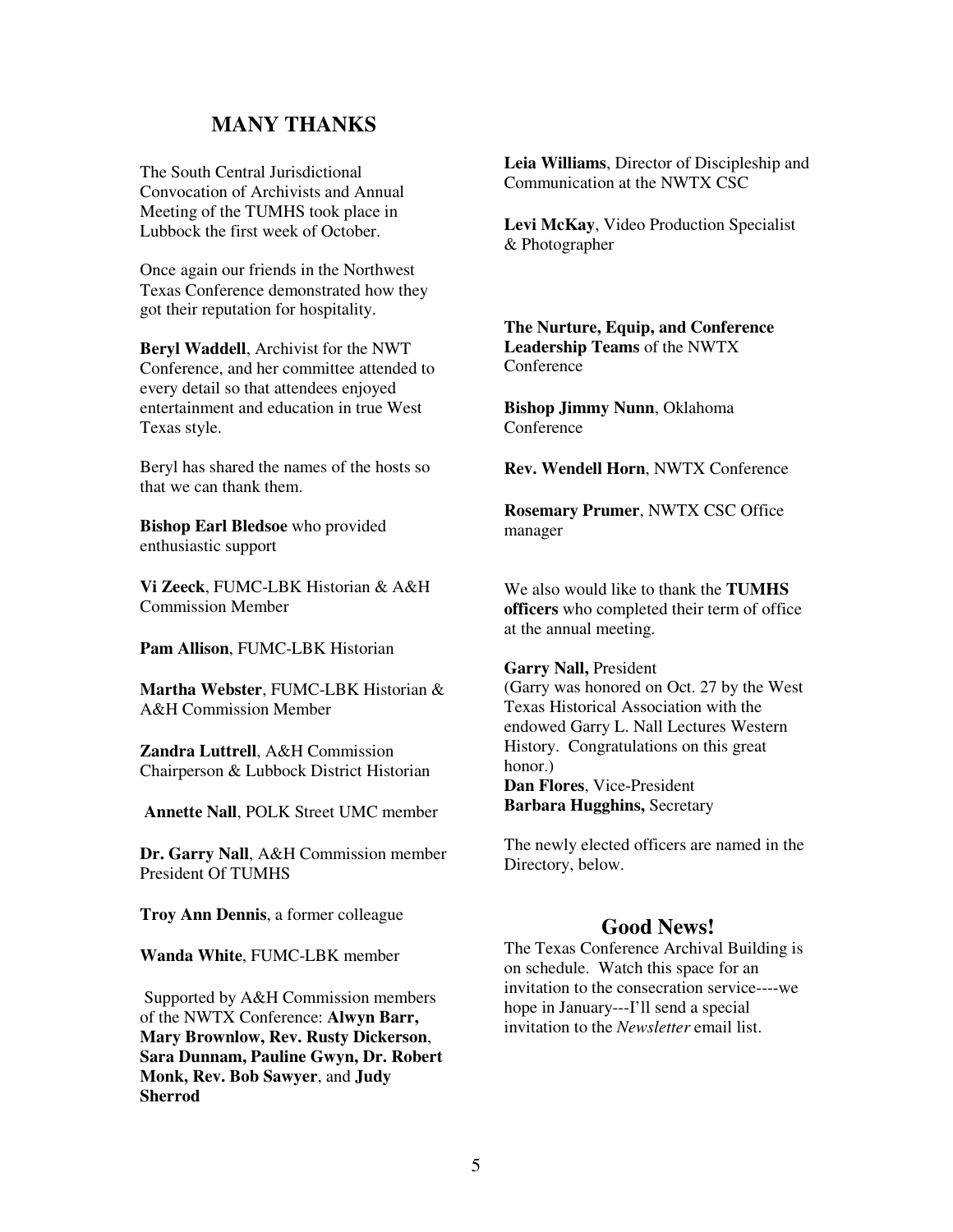## MANY THANKS

The South Central Jurisdictional Convocation of Archivists and Annual Meeting of the TUMHS took place in Lubbock the first week of October.

Once again our friends in the Northwest Texas Conference demonstrated how they got their reputation for hospitality.

**Beryl Waddell**, Archivist for the NWT Conference, and her committee attended to every detail so that attendees enjoyed entertainment and education in true West Texas style.

Beryl has shared the names of the hosts so that we can thank them.

**Bishop Earl Bledsoe** who provided enthusiastic support

**Vi Zeeck**, FUMC-LBK Historian & A&H Commission Member

**Pam Allison**, FUMC-LBK Historian

**Martha Webster**, FUMC-LBK Historian & A&H Commission Member

**Zandra Luttrell**, A&H Commission Chairperson & Lubbock District Historian

**Annette Nall**, POLK Street UMC member

**Dr. Garry Nall**, A&H Commission member President Of TUMHS

**Troy Ann Dennis**, a former colleague

**Wanda White**, FUMC-LBK member

Supported by A&H Commission members of the NWTX Conference: **Alwyn Barr, Mary Brownlow, Rev. Rusty Dickerson**, **Sara Dunnam, Pauline Gwyn, Dr. Robert Monk, Rev. Bob Sawyer**, and **Judy Sherrod**

**Leia Williams**, Director of Discipleship and Communication at the NWTX CSC

**Levi McKay**, Video Production Specialist & Photographer

**The Nurture, Equip, and Conference Leadership Teams** of the NWTX Conference

**Bishop Jimmy Nunn**, Oklahoma Conference

**Rev. Wendell Horn**, NWTX Conference

**Rosemary Prumer**, NWTX CSC Office manager

We also would like to thank the **TUMHS officers** who completed their term of office at the annual meeting.

**Garry Nall,** President
(Garry was honored on Oct. 27 by the West Texas Historical Association with the endowed Garry L. Nall Lectures Western History. Congratulations on this great honor.)
**Dan Flores**, Vice-President
**Barbara Hugghins,** Secretary

The newly elected officers are named in the Directory, below.

## Good News!

The Texas Conference Archival Building is on schedule. Watch this space for an invitation to the consecration service----we hope in January---I'll send a special invitation to the *Newsletter* email list.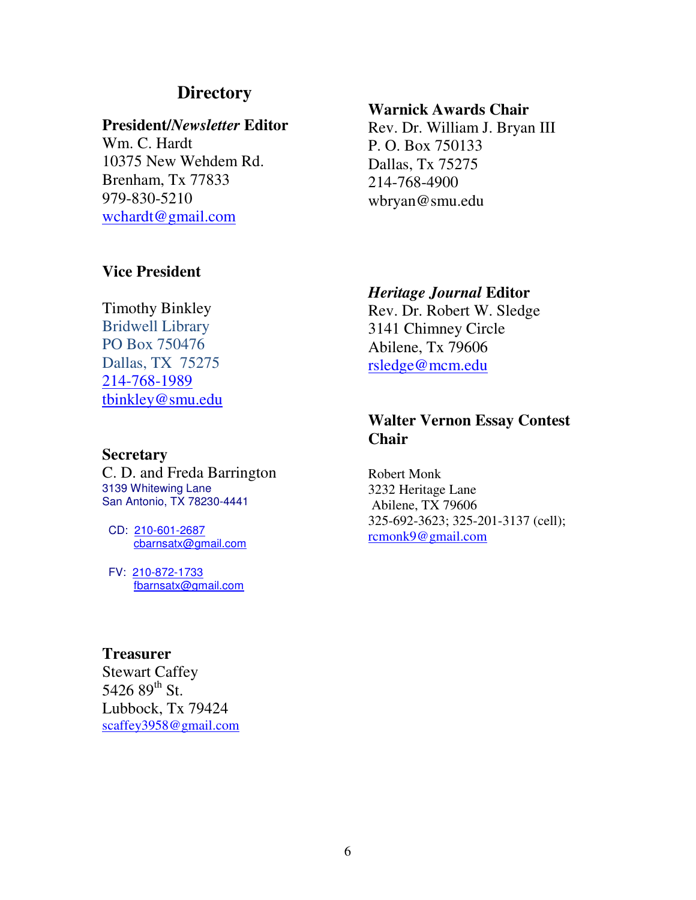## Directory

**President/*Newsletter* Editor**
Wm. C. Hardt
10375 New Wehdem Rd.
Brenham, Tx 77833
979-830-5210
wchardt@gmail.com

**Vice President**

Timothy Binkley
Bridwell Library
PO Box 750476
Dallas, TX 75275
214-768-1989
tbinkley@smu.edu

**Secretary**
C. D. and Freda Barrington
3139 Whitewing Lane
San Antonio, TX 78230-4441

CD: 210-601-2687
cbarnsatx@gmail.com

FV: 210-872-1733
fbarnsatx@gmail.com

**Treasurer**
Stewart Caffey
5426 89th St.
Lubbock, Tx 79424
scaffey3958@gmail.com

**Warnick Awards Chair**
Rev. Dr. William J. Bryan III
P. O. Box 750133
Dallas, Tx 75275
214-768-4900
wbryan@smu.edu

***Heritage Journal* Editor**
Rev. Dr. Robert W. Sledge
3141 Chimney Circle
Abilene, Tx 79606
rsledge@mcm.edu

**Walter Vernon Essay Contest Chair**

Robert Monk
3232 Heritage Lane
Abilene, TX 79606
325-692-3623; 325-201-3137 (cell);
rcmonk9@gmail.com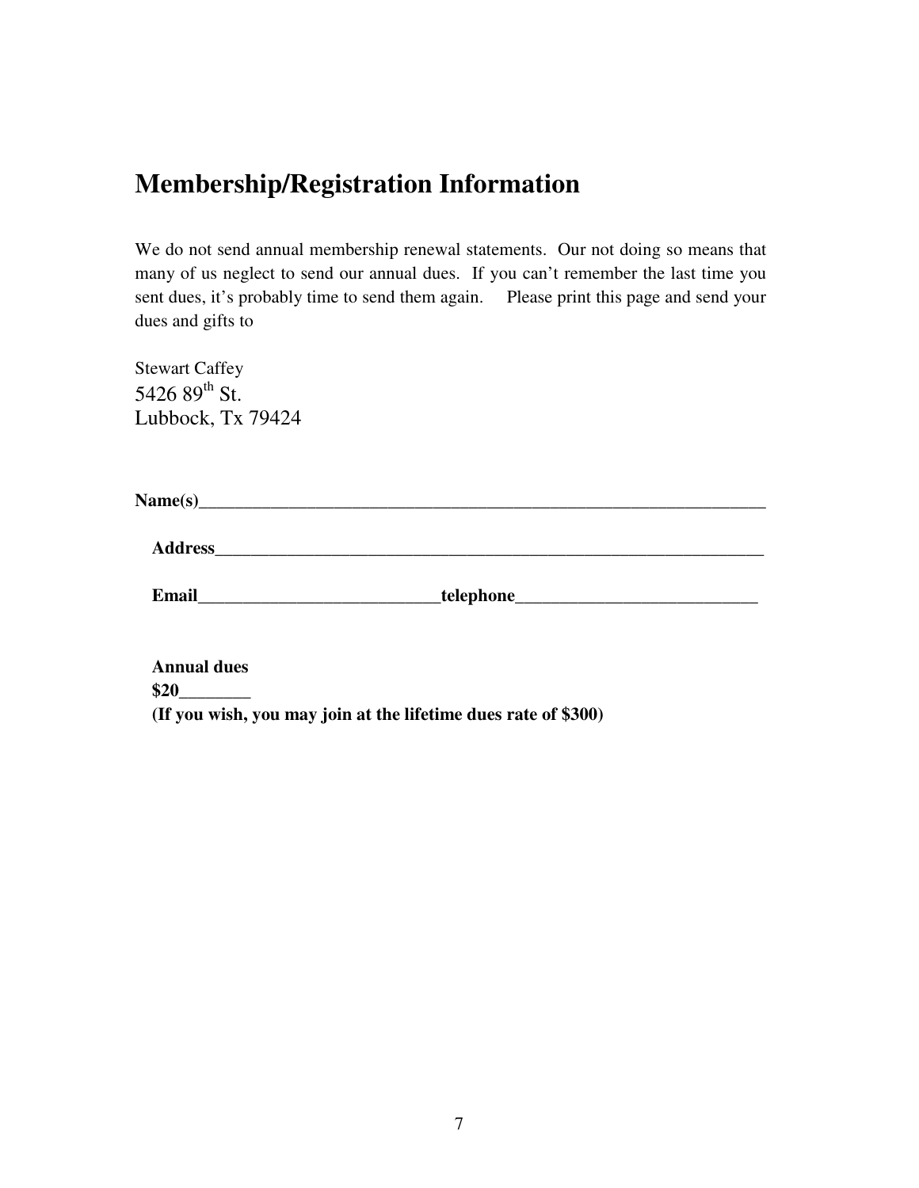# Membership/Registration Information

We do not send annual membership renewal statements. Our not doing so means that many of us neglect to send our annual dues. If you can't remember the last time you sent dues, it's probably time to send them again. Please print this page and send your dues and gifts to

Stewart Caffey
5426 89th St.
Lubbock, Tx 79424

**Name(s)\_\_\_\_\_\_\_\_\_\_\_\_\_\_\_\_\_\_\_\_\_\_\_\_\_\_\_\_\_\_\_\_\_\_\_\_\_\_\_\_\_\_\_\_\_\_\_\_\_\_\_\_\_\_\_\_\_\_\_\_\_\_\_\_\_\_**

**Address\_\_\_\_\_\_\_\_\_\_\_\_\_\_\_\_\_\_\_\_\_\_\_\_\_\_\_\_\_\_\_\_\_\_\_\_\_\_\_\_\_\_\_\_\_\_\_\_\_\_\_\_\_\_\_\_\_\_\_\_\_\_\_\_\_**

**Email\_\_\_\_\_\_\_\_\_\_\_\_\_\_\_\_\_\_\_\_\_\_\_\_\_\_\_\_\_telephone\_\_\_\_\_\_\_\_\_\_\_\_\_\_\_\_\_\_\_\_\_\_\_\_\_\_\_\_**

**Annual dues**
**$20\_\_\_\_\_\_\_\_**
**(If you wish, you may join at the lifetime dues rate of $300)**